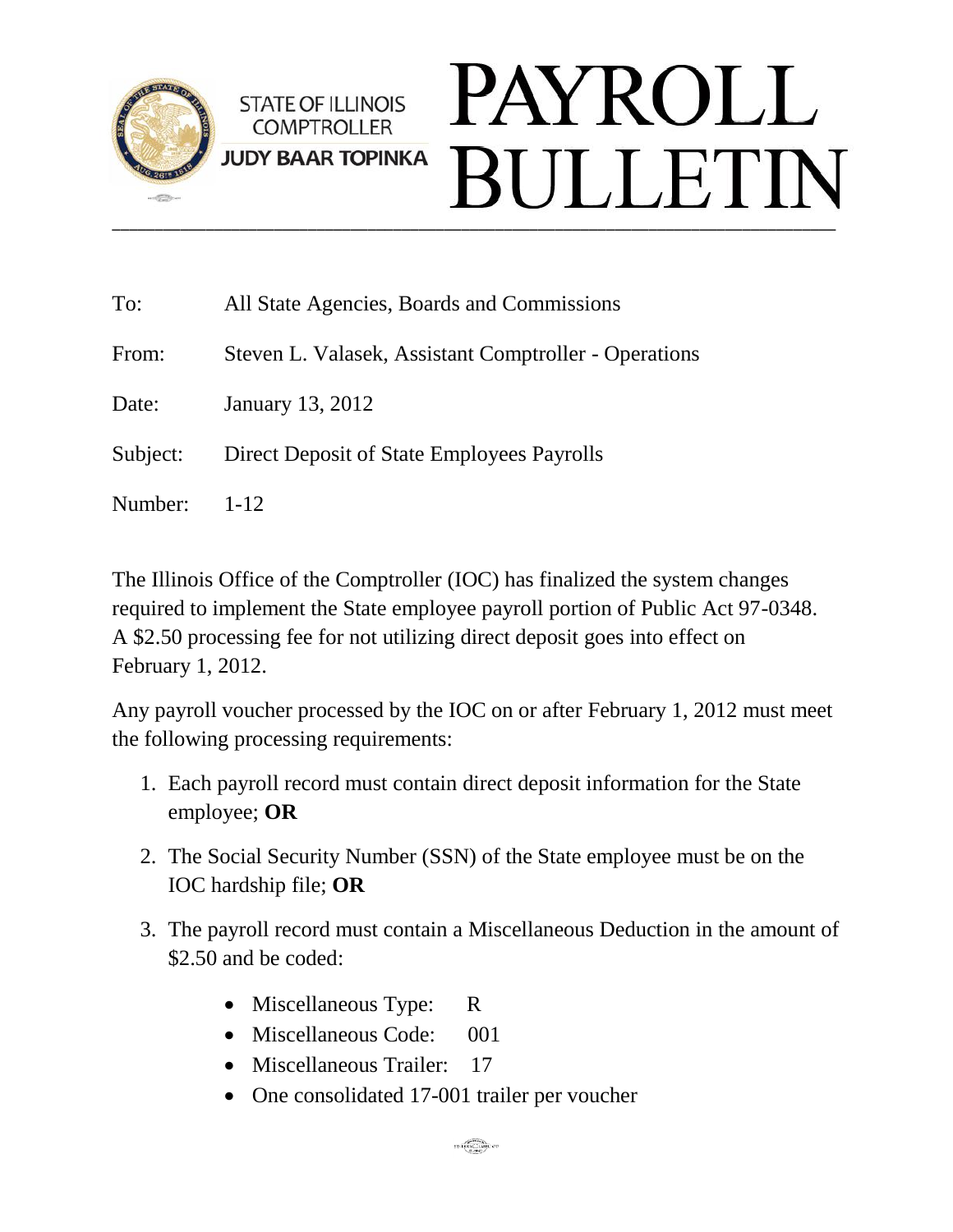STATE OF ILLINOIS
COMPTROLLER
**JUDY BAAR TOPINKA**

# PAYROLL BULLETIN

| | |
|---|---|
| To: | All State Agencies, Boards and Commissions |
| From: | Steven L. Valasek, Assistant Comptroller - Operations |
| Date: | January 13, 2012 |
| Subject: | Direct Deposit of State Employees Payrolls |
| Number: | 1-12 |

The Illinois Office of the Comptroller (IOC) has finalized the system changes required to implement the State employee payroll portion of Public Act 97-0348. A $2.50 processing fee for not utilizing direct deposit goes into effect on February 1, 2012.

Any payroll voucher processed by the IOC on or after February 1, 2012 must meet the following processing requirements:

1. Each payroll record must contain direct deposit information for the State employee; **OR**
2. The Social Security Number (SSN) of the State employee must be on the IOC hardship file; **OR**
3. The payroll record must contain a Miscellaneous Deduction in the amount of $2.50 and be coded:
   - Miscellaneous Type: R
   - Miscellaneous Code: 001
   - Miscellaneous Trailer: 17
   - One consolidated 17-001 trailer per voucher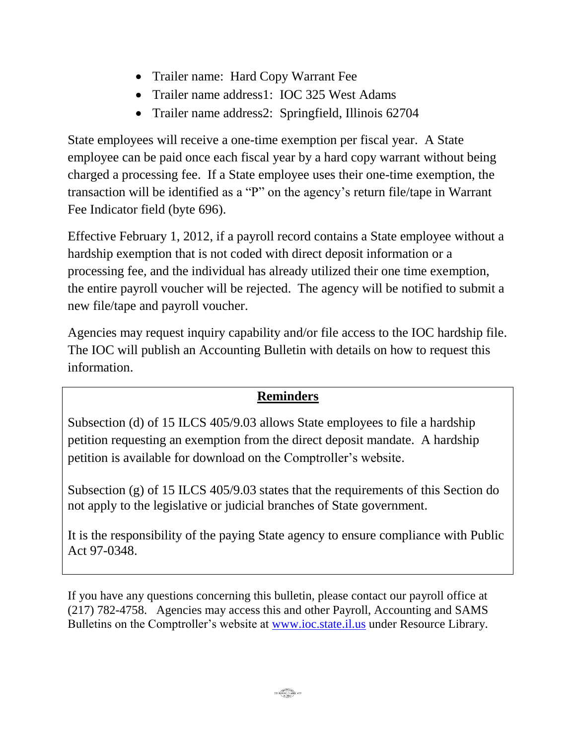- Trailer name: Hard Copy Warrant Fee
- Trailer name address1: IOC 325 West Adams
- Trailer name address2: Springfield, Illinois 62704

State employees will receive a one-time exemption per fiscal year. A State employee can be paid once each fiscal year by a hard copy warrant without being charged a processing fee. If a State employee uses their one-time exemption, the transaction will be identified as a "P" on the agency's return file/tape in Warrant Fee Indicator field (byte 696).

Effective February 1, 2012, if a payroll record contains a State employee without a hardship exemption that is not coded with direct deposit information or a processing fee, and the individual has already utilized their one time exemption, the entire payroll voucher will be rejected. The agency will be notified to submit a new file/tape and payroll voucher.

Agencies may request inquiry capability and/or file access to the IOC hardship file. The IOC will publish an Accounting Bulletin with details on how to request this information.

## Reminders

Subsection (d) of 15 ILCS 405/9.03 allows State employees to file a hardship petition requesting an exemption from the direct deposit mandate. A hardship petition is available for download on the Comptroller's website.

Subsection (g) of 15 ILCS 405/9.03 states that the requirements of this Section do not apply to the legislative or judicial branches of State government.

It is the responsibility of the paying State agency to ensure compliance with Public Act 97-0348.

If you have any questions concerning this bulletin, please contact our payroll office at (217) 782-4758. Agencies may access this and other Payroll, Accounting and SAMS Bulletins on the Comptroller's website at [www.ioc.state.il.us](http://www.ioc.state.il.us) under Resource Library.